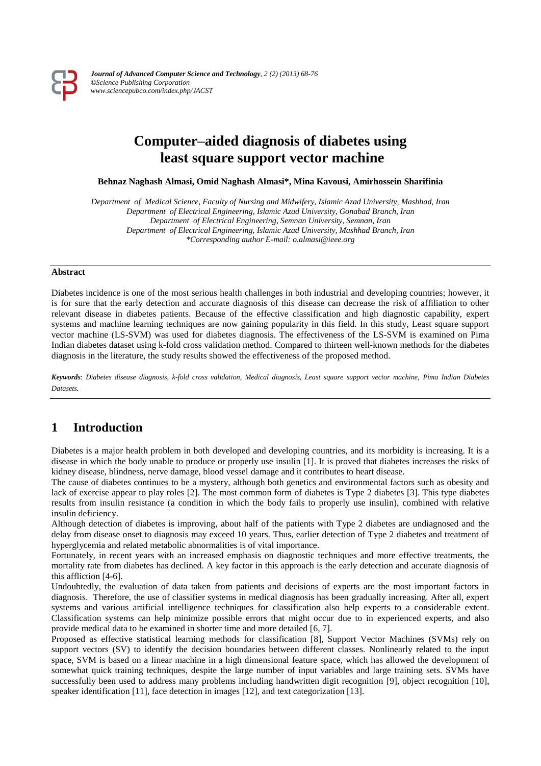# Computer–aided diagnosis of diabetes using least square support vector machine

**Behnaz Naghash Almasi, Omid Naghash Almasi*, Mina Kavousi, Amirhossein Sharifinia**

*Department of Medical Science, Faculty of Nursing and Midwifery, Islamic Azad University, Mashhad, Iran*
*Department of Electrical Engineering, Islamic Azad University, Gonabad Branch, Iran*
*Department of Electrical Engineering, Semnan University, Semnan, Iran*
*Department of Electrical Engineering, Islamic Azad University, Mashhad Branch, Iran*
*\*Corresponding author E-mail: o.almasi@ieee.org*

**Abstract**

Diabetes incidence is one of the most serious health challenges in both industrial and developing countries; however, it is for sure that the early detection and accurate diagnosis of this disease can decrease the risk of affiliation to other relevant disease in diabetes patients. Because of the effective classification and high diagnostic capability, expert systems and machine learning techniques are now gaining popularity in this field. In this study, Least square support vector machine (LS-SVM) was used for diabetes diagnosis. The effectiveness of the LS-SVM is examined on Pima Indian diabetes dataset using k-fold cross validation method. Compared to thirteen well-known methods for the diabetes diagnosis in the literature, the study results showed the effectiveness of the proposed method.

***Keywords***: *Diabetes disease diagnosis, k-fold cross validation, Medical diagnosis, Least square support vector machine, Pima Indian Diabetes Datasets.*

## 1 Introduction

Diabetes is a major health problem in both developed and developing countries, and its morbidity is increasing. It is a disease in which the body unable to produce or properly use insulin [1]. It is proved that diabetes increases the risks of kidney disease, blindness, nerve damage, blood vessel damage and it contributes to heart disease.

The cause of diabetes continues to be a mystery, although both genetics and environmental factors such as obesity and lack of exercise appear to play roles [2]. The most common form of diabetes is Type 2 diabetes [3]. This type diabetes results from insulin resistance (a condition in which the body fails to properly use insulin), combined with relative insulin deficiency.

Although detection of diabetes is improving, about half of the patients with Type 2 diabetes are undiagnosed and the delay from disease onset to diagnosis may exceed 10 years. Thus, earlier detection of Type 2 diabetes and treatment of hyperglycemia and related metabolic abnormalities is of vital importance.

Fortunately, in recent years with an increased emphasis on diagnostic techniques and more effective treatments, the mortality rate from diabetes has declined. A key factor in this approach is the early detection and accurate diagnosis of this affliction [4-6].

Undoubtedly, the evaluation of data taken from patients and decisions of experts are the most important factors in diagnosis. Therefore, the use of classifier systems in medical diagnosis has been gradually increasing. After all, expert systems and various artificial intelligence techniques for classification also help experts to a considerable extent. Classification systems can help minimize possible errors that might occur due to in experienced experts, and also provide medical data to be examined in shorter time and more detailed [6, 7].

Proposed as effective statistical learning methods for classification [8], Support Vector Machines (SVMs) rely on support vectors (SV) to identify the decision boundaries between different classes. Nonlinearly related to the input space, SVM is based on a linear machine in a high dimensional feature space, which has allowed the development of somewhat quick training techniques, despite the large number of input variables and large training sets. SVMs have successfully been used to address many problems including handwritten digit recognition [9], object recognition [10], speaker identification [11], face detection in images [12], and text categorization [13].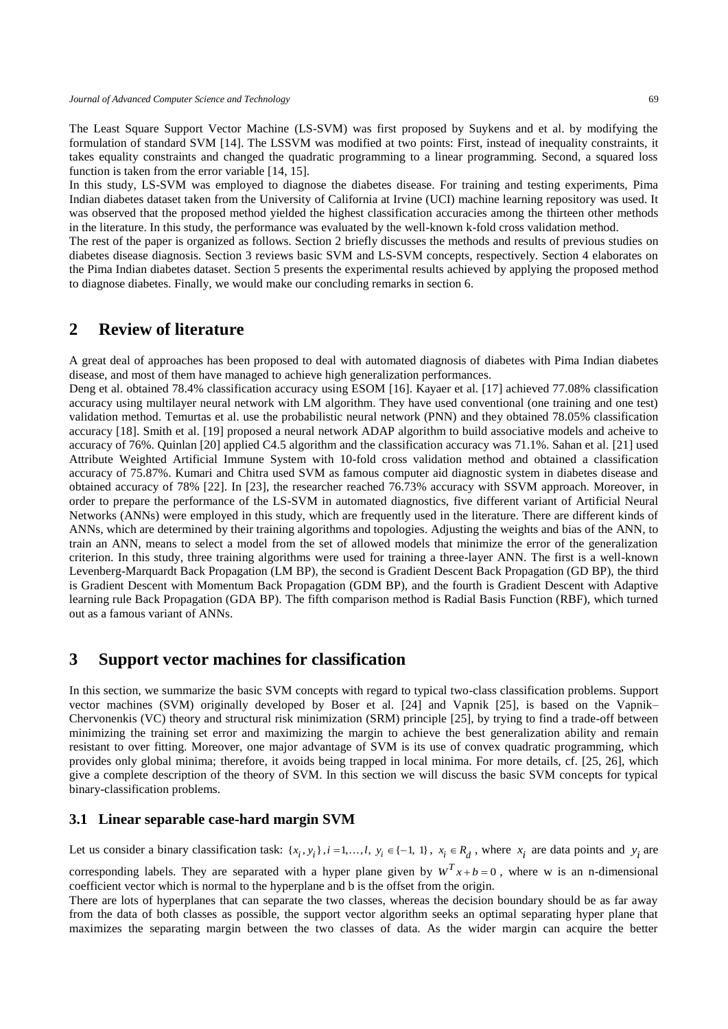The Least Square Support Vector Machine (LS-SVM) was first proposed by Suykens and et al. by modifying the formulation of standard SVM [14]. The LSSVM was modified at two points: First, instead of inequality constraints, it takes equality constraints and changed the quadratic programming to a linear programming. Second, a squared loss function is taken from the error variable [14, 15].

In this study, LS-SVM was employed to diagnose the diabetes disease. For training and testing experiments, Pima Indian diabetes dataset taken from the University of California at Irvine (UCI) machine learning repository was used. It was observed that the proposed method yielded the highest classification accuracies among the thirteen other methods in the literature. In this study, the performance was evaluated by the well-known k-fold cross validation method.

The rest of the paper is organized as follows. Section 2 briefly discusses the methods and results of previous studies on diabetes disease diagnosis. Section 3 reviews basic SVM and LS-SVM concepts, respectively. Section 4 elaborates on the Pima Indian diabetes dataset. Section 5 presents the experimental results achieved by applying the proposed method to diagnose diabetes. Finally, we would make our concluding remarks in section 6.

## 2 Review of literature

A great deal of approaches has been proposed to deal with automated diagnosis of diabetes with Pima Indian diabetes disease, and most of them have managed to achieve high generalization performances.

Deng et al. obtained 78.4% classification accuracy using ESOM [16]. Kayaer et al. [17] achieved 77.08% classification accuracy using multilayer neural network with LM algorithm. They have used conventional (one training and one test) validation method. Temurtas et al. use the probabilistic neural network (PNN) and they obtained 78.05% classification accuracy [18]. Smith et al. [19] proposed a neural network ADAP algorithm to build associative models and acheive to accuracy of 76%. Quinlan [20] applied C4.5 algorithm and the classification accuracy was 71.1%. Sahan et al. [21] used Attribute Weighted Artificial Immune System with 10-fold cross validation method and obtained a classification accuracy of 75.87%. Kumari and Chitra used SVM as famous computer aid diagnostic system in diabetes disease and obtained accuracy of 78% [22]. In [23], the researcher reached 76.73% accuracy with SSVM approach. Moreover, in order to prepare the performance of the LS-SVM in automated diagnostics, five different variant of Artificial Neural Networks (ANNs) were employed in this study, which are frequently used in the literature. There are different kinds of ANNs, which are determined by their training algorithms and topologies. Adjusting the weights and bias of the ANN, to train an ANN, means to select a model from the set of allowed models that minimize the error of the generalization criterion. In this study, three training algorithms were used for training a three-layer ANN. The first is a well-known Levenberg-Marquardt Back Propagation (LM BP), the second is Gradient Descent Back Propagation (GD BP), the third is Gradient Descent with Momentum Back Propagation (GDM BP), and the fourth is Gradient Descent with Adaptive learning rule Back Propagation (GDA BP). The fifth comparison method is Radial Basis Function (RBF), which turned out as a famous variant of ANNs.

## 3 Support vector machines for classification

In this section, we summarize the basic SVM concepts with regard to typical two-class classification problems. Support vector machines (SVM) originally developed by Boser et al. [24] and Vapnik [25], is based on the Vapnik–Chervonenkis (VC) theory and structural risk minimization (SRM) principle [25], by trying to find a trade-off between minimizing the training set error and maximizing the margin to achieve the best generalization ability and remain resistant to over fitting. Moreover, one major advantage of SVM is its use of convex quadratic programming, which provides only global minima; therefore, it avoids being trapped in local minima. For more details, cf. [25, 26], which give a complete description of the theory of SVM. In this section we will discuss the basic SVM concepts for typical binary-classification problems.

### 3.1 Linear separable case-hard margin SVM

Let us consider a binary classification task: $\{x_i, y_i\}, i = 1, \ldots, l,\ y_i \in \{-1, 1\}$, $x_i \in R_d$, where $x_i$ are data points and $y_i$ are corresponding labels. They are separated with a hyper plane given by $W^T x + b = 0$, where w is an n-dimensional coefficient vector which is normal to the hyperplane and b is the offset from the origin.

There are lots of hyperplanes that can separate the two classes, whereas the decision boundary should be as far away from the data of both classes as possible, the support vector algorithm seeks an optimal separating hyper plane that maximizes the separating margin between the two classes of data. As the wider margin can acquire the better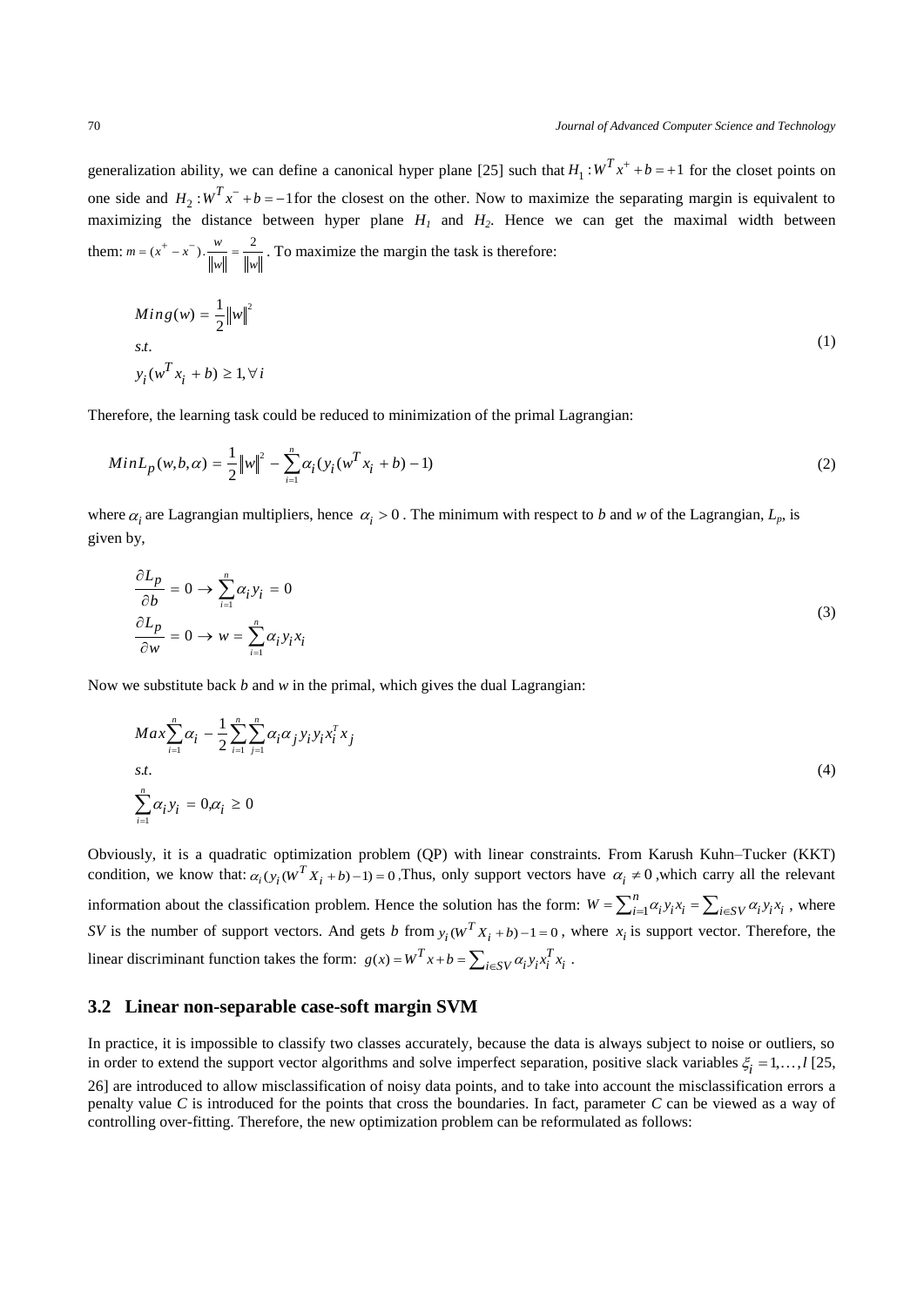generalization ability, we can define a canonical hyper plane [25] such that $H_1 : W^T x^+ + b = +1$ for the closet points on one side and $H_2 : W^T x^- + b = -1$ for the closest on the other. Now to maximize the separating margin is equivalent to maximizing the distance between hyper plane $H_1$ and $H_2$. Hence we can get the maximal width between them: $m = (x^+ - x^-) . \frac{w}{\|w\|} = \frac{2}{\|w\|}$ . To maximize the margin the task is therefore:

$$
\begin{aligned}
& Ming(w) = \frac{1}{2}\|w\|^2 \\
& s.t. \\
& y_i(w^T x_i + b) \geq 1, \forall i
\end{aligned}
\tag{1}
$$

Therefore, the learning task could be reduced to minimization of the primal Lagrangian:

$$
MinL_p(w,b,\alpha) = \frac{1}{2}\|w\|^2 - \sum_{i=1}^{n} \alpha_i (y_i(w^T x_i + b) - 1) \tag{2}
$$

where $\alpha_i$ are Lagrangian multipliers, hence $\alpha_i > 0$ . The minimum with respect to *b* and *w* of the Lagrangian, $L_p$, is given by,

$$
\begin{aligned}
& \frac{\partial L_p}{\partial b} = 0 \rightarrow \sum_{i=1}^{n} \alpha_i y_i = 0 \\
& \frac{\partial L_p}{\partial w} = 0 \rightarrow w = \sum_{i=1}^{n} \alpha_i y_i x_i
\end{aligned}
\tag{3}
$$

Now we substitute back *b* and *w* in the primal, which gives the dual Lagrangian:

$$
\begin{aligned}
& Max \sum_{i=1}^{n} \alpha_i - \frac{1}{2} \sum_{i=1}^{n} \sum_{j=1}^{n} \alpha_i \alpha_j y_i y_i x_i^T x_j \\
& s.t. \\
& \sum_{i=1}^{n} \alpha_i y_i = 0, \alpha_i \geq 0
\end{aligned}
\tag{4}
$$

Obviously, it is a quadratic optimization problem (QP) with linear constraints. From Karush Kuhn–Tucker (KKT) condition, we know that: $\alpha_i (y_i (W^T X_i + b) - 1) = 0$ ,Thus, only support vectors have $\alpha_i \neq 0$ ,which carry all the relevant information about the classification problem. Hence the solution has the form: $W = \sum_{i=1}^{n} \alpha_i y_i x_i = \sum_{i \in SV} \alpha_i y_i x_i$ , where *SV* is the number of support vectors. And gets *b* from $y_i (W^T X_i + b) - 1 = 0$ , where $x_i$ is support vector. Therefore, the linear discriminant function takes the form: $g(x) = W^T x + b = \sum_{i \in SV} \alpha_i y_i x_i^T x_i$ .

### 3.2 Linear non-separable case-soft margin SVM

In practice, it is impossible to classify two classes accurately, because the data is always subject to noise or outliers, so in order to extend the support vector algorithms and solve imperfect separation, positive slack variables $\xi_i = 1, \ldots, l$ [25, 26] are introduced to allow misclassification of noisy data points, and to take into account the misclassification errors a penalty value *C* is introduced for the points that cross the boundaries. In fact, parameter *C* can be viewed as a way of controlling over-fitting. Therefore, the new optimization problem can be reformulated as follows: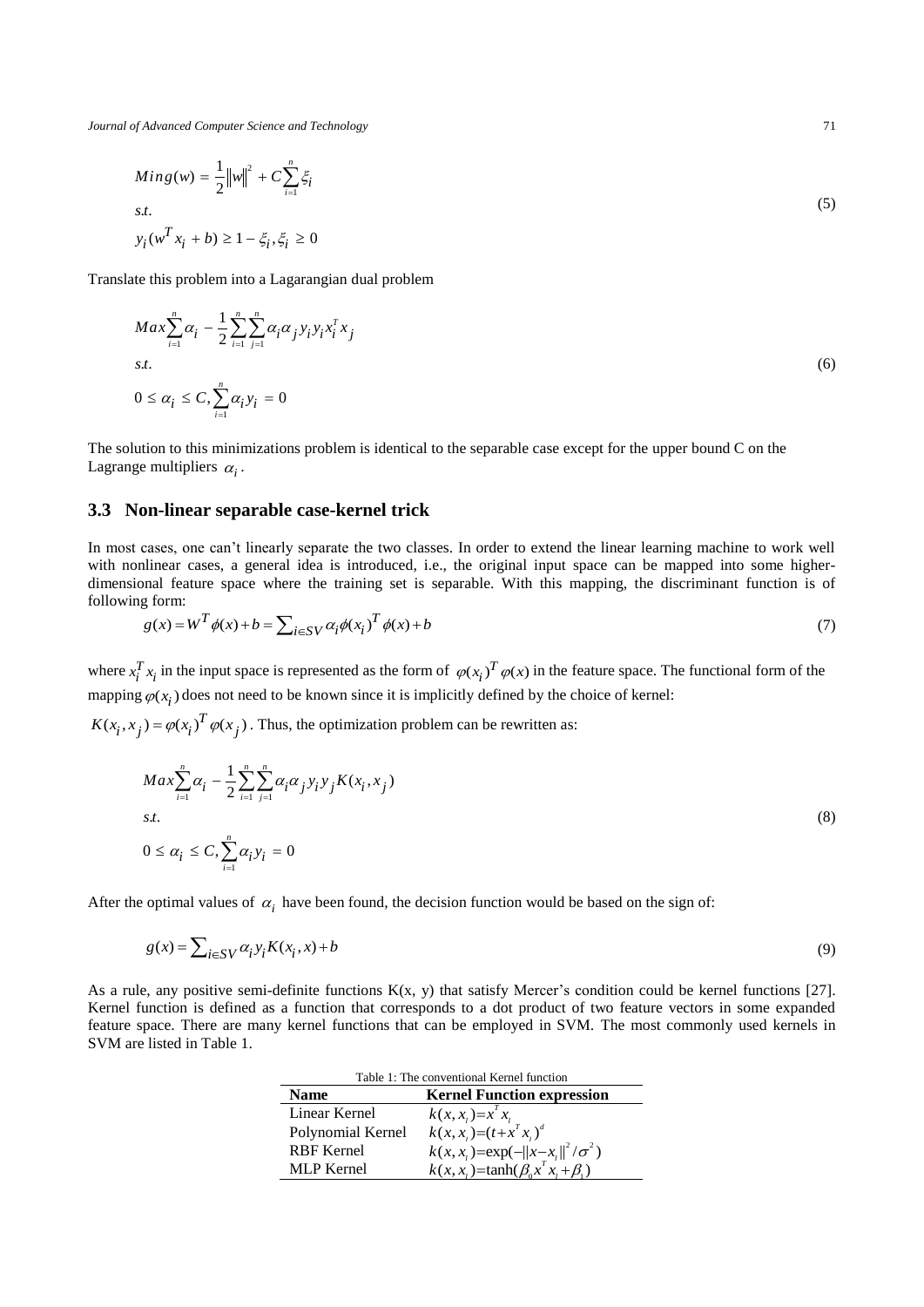$$Ming(w) = \frac{1}{2}\|w\|^2 + C\sum_{i=1}^{n}\xi_i$$
$$s.t.$$
$$y_i(w^T x_i + b) \geq 1 - \xi_i, \xi_i \geq 0 \tag{5}$$

Translate this problem into a Lagarangian dual problem

$$Max\sum_{i=1}^{n}\alpha_i - \frac{1}{2}\sum_{i=1}^{n}\sum_{j=1}^{n}\alpha_i\alpha_j y_i y_i x_i^T x_j$$
$$s.t.$$
$$0 \leq \alpha_i \leq C, \sum_{i=1}^{n}\alpha_i y_i = 0 \tag{6}$$

The solution to this minimizations problem is identical to the separable case except for the upper bound C on the Lagrange multipliers $\alpha_i$.

### 3.3 Non-linear separable case-kernel trick

In most cases, one can't linearly separate the two classes. In order to extend the linear learning machine to work well with nonlinear cases, a general idea is introduced, i.e., the original input space can be mapped into some higher-dimensional feature space where the training set is separable. With this mapping, the discriminant function is of following form:

$$g(x) = W^T\phi(x) + b = \sum_{i \in SV}\alpha_i\phi(x_i)^T\phi(x) + b \tag{7}$$

where $x_i^T x_i$ in the input space is represented as the form of $\varphi(x_i)^T\varphi(x)$ in the feature space. The functional form of the mapping $\varphi(x_i)$ does not need to be known since it is implicitly defined by the choice of kernel: $K(x_i, x_j) = \varphi(x_i)^T\varphi(x_j)$. Thus, the optimization problem can be rewritten as:

$$Max\sum_{i=1}^{n}\alpha_i - \frac{1}{2}\sum_{i=1}^{n}\sum_{j=1}^{n}\alpha_i\alpha_j y_i y_j K(x_i, x_j)$$
$$s.t.$$
$$0 \leq \alpha_i \leq C, \sum_{i=1}^{n}\alpha_i y_i = 0 \tag{8}$$

After the optimal values of $\alpha_i$ have been found, the decision function would be based on the sign of:

$$g(x) = \sum_{i \in SV}\alpha_i y_i K(x_i, x) + b \tag{9}$$

As a rule, any positive semi-definite functions K(x, y) that satisfy Mercer's condition could be kernel functions [27]. Kernel function is defined as a function that corresponds to a dot product of two feature vectors in some expanded feature space. There are many kernel functions that can be employed in SVM. The most commonly used kernels in SVM are listed in Table 1.

Table 1: The conventional Kernel function

| Name | Kernel Function expression |
|---|---|
| Linear Kernel | $k(x, x_i) = x^T x_i$ |
| Polynomial Kernel | $k(x, x_i) = (t + x^T x_i)^d$ |
| RBF Kernel | $k(x, x_i) = \exp(-\|x - x_i\|^2 / \sigma^2)$ |
| MLP Kernel | $k(x, x_i) = \tanh(\beta_0 x^T x_i + \beta_1)$ |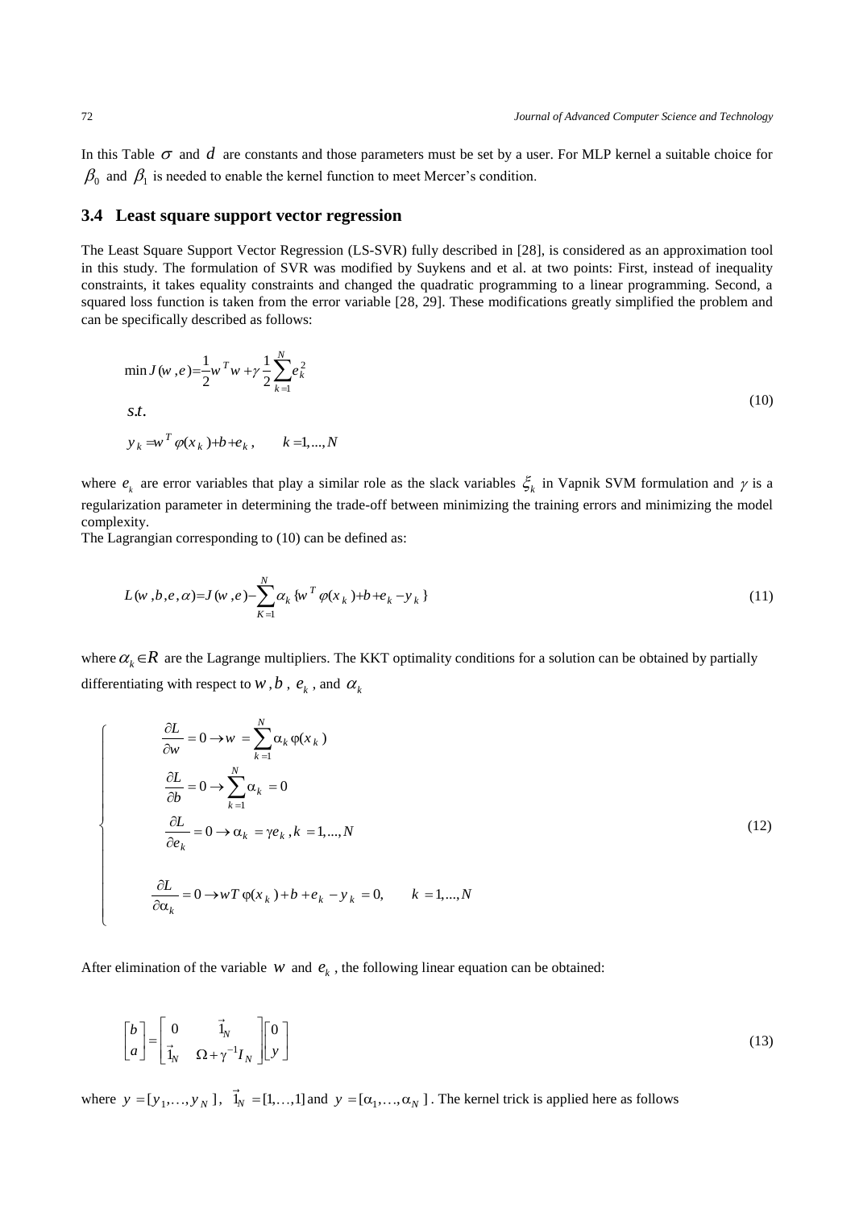In this Table $\sigma$ and $d$ are constants and those parameters must be set by a user. For MLP kernel a suitable choice for $\beta_0$ and $\beta_1$ is needed to enable the kernel function to meet Mercer's condition.

### 3.4 Least square support vector regression

The Least Square Support Vector Regression (LS-SVR) fully described in [28], is considered as an approximation tool in this study. The formulation of SVR was modified by Suykens and et al. at two points: First, instead of inequality constraints, it takes equality constraints and changed the quadratic programming to a linear programming. Second, a squared loss function is taken from the error variable [28, 29]. These modifications greatly simplified the problem and can be specifically described as follows:

$$
\begin{aligned}
&\min J(w,e)=\frac{1}{2}w^T w+\gamma\frac{1}{2}\sum_{k=1}^{N}e_k^2 \\
&s.t. \\
&y_k=w^T\varphi(x_k)+b+e_k, \qquad k=1,...,N
\end{aligned}
\tag{10}
$$

where $e_k$ are error variables that play a similar role as the slack variables $\xi_k$ in Vapnik SVM formulation and $\gamma$ is a regularization parameter in determining the trade-off between minimizing the training errors and minimizing the model complexity.
The Lagrangian corresponding to (10) can be defined as:

$$
L(w,b,e,\alpha)=J(w,e)-\sum_{K=1}^{N}\alpha_k\{w^T\varphi(x_k)+b+e_k-y_k\}
\tag{11}
$$

where $\alpha_k \in R$ are the Lagrange multipliers. The KKT optimality conditions for a solution can be obtained by partially differentiating with respect to $w$, $b$, $e_k$, and $\alpha_k$

$$
\begin{cases}
\dfrac{\partial L}{\partial w}=0 \rightarrow w=\displaystyle\sum_{k=1}^{N}\alpha_k\varphi(x_k) \\
\dfrac{\partial L}{\partial b}=0 \rightarrow \displaystyle\sum_{k=1}^{N}\alpha_k=0 \\
\dfrac{\partial L}{\partial e_k}=0 \rightarrow \alpha_k=\gamma e_k, k=1,...,N \\
\dfrac{\partial L}{\partial \alpha_k}=0 \rightarrow wT\varphi(x_k)+b+e_k-y_k=0, \qquad k=1,...,N
\end{cases}
\tag{12}
$$

After elimination of the variable $w$ and $e_k$, the following linear equation can be obtained:

$$
\begin{bmatrix} b \\ a \end{bmatrix}=\begin{bmatrix} 0 & \vec{1}_N \\ \vec{1}_N & \Omega+\gamma^{-1}I_N \end{bmatrix}\begin{bmatrix} 0 \\ y \end{bmatrix}
\tag{13}
$$

where $y=[y_1,\ldots,y_N]$, $\vec{1}_N=[1,\ldots,1]$ and $y=[\alpha_1,\ldots,\alpha_N]$. The kernel trick is applied here as follows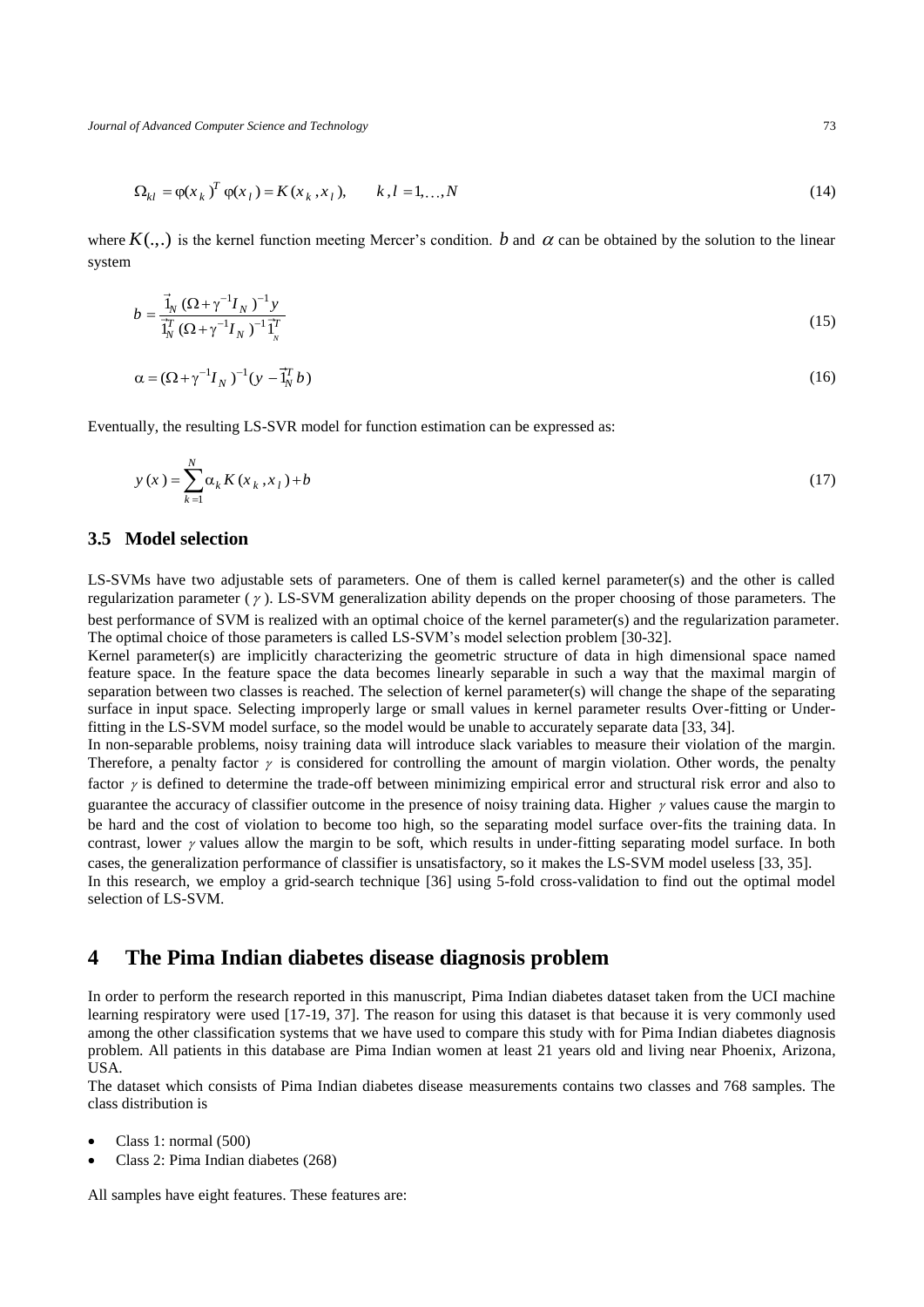$$\Omega_{kl} = \varphi(x_k)^T \varphi(x_l) = K(x_k, x_l), \qquad k, l = 1, \ldots, N \tag{14}$$

where $K(.,.)$ is the kernel function meeting Mercer's condition. $b$ and $\alpha$ can be obtained by the solution to the linear system

$$b = \frac{\vec{1}_N (\Omega + \gamma^{-1} I_N)^{-1} y}{\vec{1}_N^T (\Omega + \gamma^{-1} I_N)^{-1} \vec{1}_N^T} \tag{15}$$

$$\alpha = (\Omega + \gamma^{-1} I_N)^{-1} (y - \vec{1}_N^T b) \tag{16}$$

Eventually, the resulting LS-SVR model for function estimation can be expressed as:

$$y(x) = \sum_{k=1}^{N} \alpha_k K(x_k, x_l) + b \tag{17}$$

### 3.5 Model selection

LS-SVMs have two adjustable sets of parameters. One of them is called kernel parameter(s) and the other is called regularization parameter ($\gamma$). LS-SVM generalization ability depends on the proper choosing of those parameters. The best performance of SVM is realized with an optimal choice of the kernel parameter(s) and the regularization parameter. The optimal choice of those parameters is called LS-SVM's model selection problem [30-32].

Kernel parameter(s) are implicitly characterizing the geometric structure of data in high dimensional space named feature space. In the feature space the data becomes linearly separable in such a way that the maximal margin of separation between two classes is reached. The selection of kernel parameter(s) will change the shape of the separating surface in input space. Selecting improperly large or small values in kernel parameter results Over-fitting or Under-fitting in the LS-SVM model surface, so the model would be unable to accurately separate data [33, 34].

In non-separable problems, noisy training data will introduce slack variables to measure their violation of the margin. Therefore, a penalty factor $\gamma$ is considered for controlling the amount of margin violation. Other words, the penalty factor $\gamma$ is defined to determine the trade-off between minimizing empirical error and structural risk error and also to guarantee the accuracy of classifier outcome in the presence of noisy training data. Higher $\gamma$ values cause the margin to be hard and the cost of violation to become too high, so the separating model surface over-fits the training data. In contrast, lower $\gamma$ values allow the margin to be soft, which results in under-fitting separating model surface. In both cases, the generalization performance of classifier is unsatisfactory, so it makes the LS-SVM model useless [33, 35].

In this research, we employ a grid-search technique [36] using 5-fold cross-validation to find out the optimal model selection of LS-SVM.

## 4 The Pima Indian diabetes disease diagnosis problem

In order to perform the research reported in this manuscript, Pima Indian diabetes dataset taken from the UCI machine learning respiratory were used [17-19, 37]. The reason for using this dataset is that because it is very commonly used among the other classification systems that we have used to compare this study with for Pima Indian diabetes diagnosis problem. All patients in this database are Pima Indian women at least 21 years old and living near Phoenix, Arizona, USA.

The dataset which consists of Pima Indian diabetes disease measurements contains two classes and 768 samples. The class distribution is

- Class 1: normal (500)
- Class 2: Pima Indian diabetes (268)

All samples have eight features. These features are: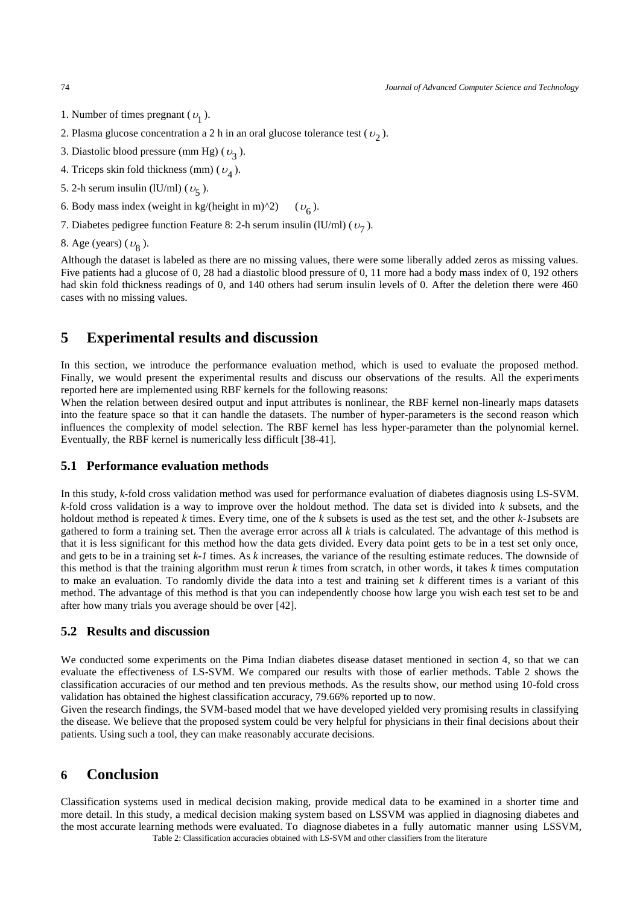1. Number of times pregnant ( $\upsilon_1$ ).

2. Plasma glucose concentration a 2 h in an oral glucose tolerance test ( $\upsilon_2$ ).

3. Diastolic blood pressure (mm Hg) ( $\upsilon_3$ ).

4. Triceps skin fold thickness (mm) ( $\upsilon_4$ ).

5. 2-h serum insulin (lU/ml) ( $\upsilon_5$ ).

6. Body mass index (weight in kg/(height in m)^2) ( $\upsilon_6$ ).

7. Diabetes pedigree function Feature 8: 2-h serum insulin (lU/ml) ( $\upsilon_7$ ).

8. Age (years) ( $\upsilon_8$ ).

Although the dataset is labeled as there are no missing values, there were some liberally added zeros as missing values. Five patients had a glucose of 0, 28 had a diastolic blood pressure of 0, 11 more had a body mass index of 0, 192 others had skin fold thickness readings of 0, and 140 others had serum insulin levels of 0. After the deletion there were 460 cases with no missing values.

# 5 Experimental results and discussion

In this section, we introduce the performance evaluation method, which is used to evaluate the proposed method. Finally, we would present the experimental results and discuss our observations of the results. All the experiments reported here are implemented using RBF kernels for the following reasons:

When the relation between desired output and input attributes is nonlinear, the RBF kernel non-linearly maps datasets into the feature space so that it can handle the datasets. The number of hyper-parameters is the second reason which influences the complexity of model selection. The RBF kernel has less hyper-parameter than the polynomial kernel. Eventually, the RBF kernel is numerically less difficult [38-41].

## 5.1 Performance evaluation methods

In this study, *k*-fold cross validation method was used for performance evaluation of diabetes diagnosis using LS-SVM. *k*-fold cross validation is a way to improve over the holdout method. The data set is divided into *k* subsets, and the holdout method is repeated *k* times. Every time, one of the *k* subsets is used as the test set, and the other *k-1*subsets are gathered to form a training set. Then the average error across all *k* trials is calculated. The advantage of this method is that it is less significant for this method how the data gets divided. Every data point gets to be in a test set only once, and gets to be in a training set *k-1* times. As *k* increases, the variance of the resulting estimate reduces. The downside of this method is that the training algorithm must rerun *k* times from scratch, in other words, it takes *k* times computation to make an evaluation. To randomly divide the data into a test and training set *k* different times is a variant of this method. The advantage of this method is that you can independently choose how large you wish each test set to be and after how many trials you average should be over [42].

## 5.2 Results and discussion

We conducted some experiments on the Pima Indian diabetes disease dataset mentioned in section 4, so that we can evaluate the effectiveness of LS-SVM. We compared our results with those of earlier methods. Table 2 shows the classification accuracies of our method and ten previous methods. As the results show, our method using 10-fold cross validation has obtained the highest classification accuracy, 79.66% reported up to now.

Given the research findings, the SVM-based model that we have developed yielded very promising results in classifying the disease. We believe that the proposed system could be very helpful for physicians in their final decisions about their patients. Using such a tool, they can make reasonably accurate decisions.

# 6 Conclusion

Classification systems used in medical decision making, provide medical data to be examined in a shorter time and more detail. In this study, a medical decision making system based on LSSVM was applied in diagnosing diabetes and the most accurate learning methods were evaluated. To diagnose diabetes in a fully automatic manner using LSSVM,

Table 2: Classification accuracies obtained with LS-SVM and other classifiers from the literature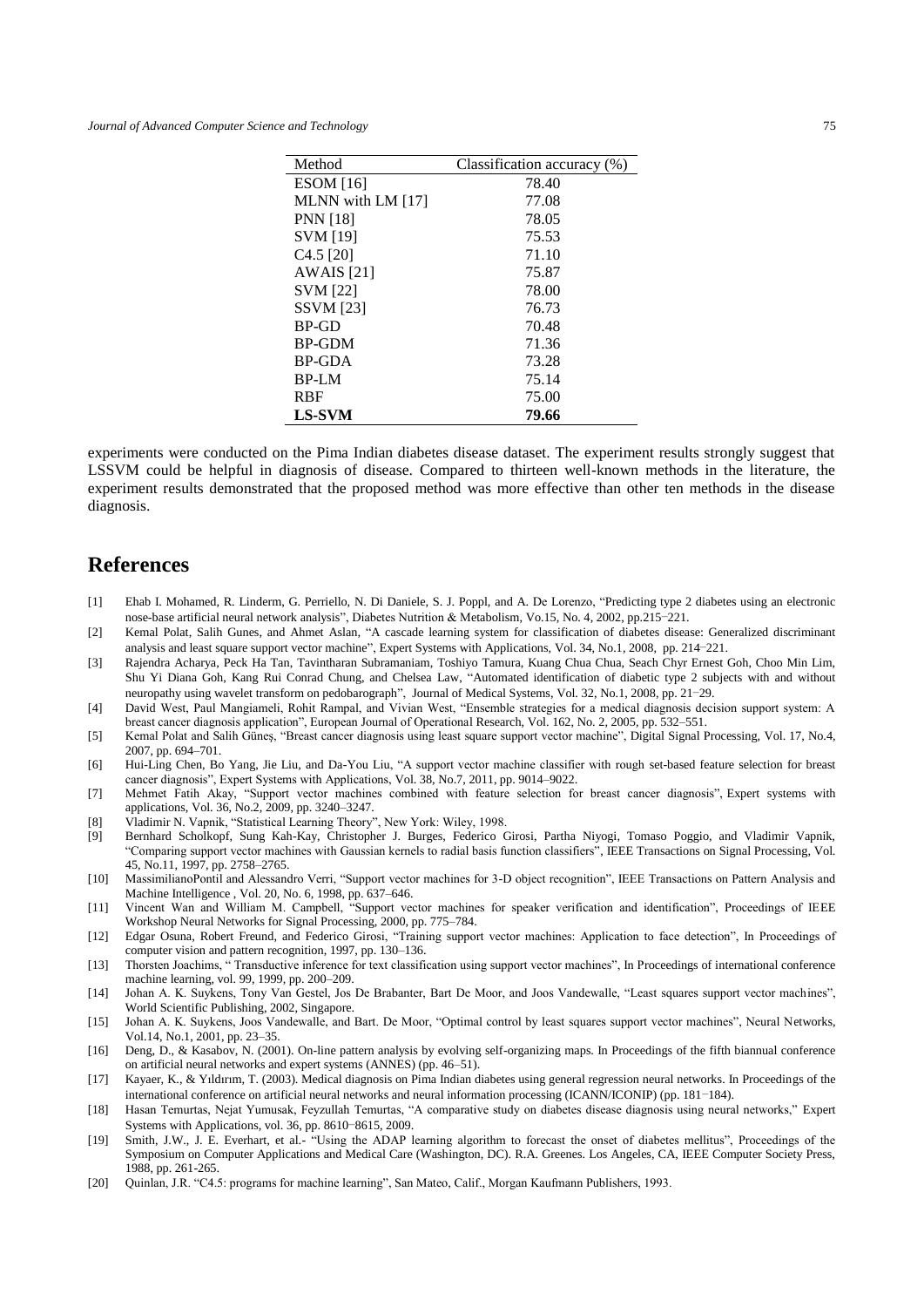| Method | Classification accuracy (%) |
| --- | --- |
| ESOM [16] | 78.40 |
| MLNN with LM [17] | 77.08 |
| PNN [18] | 78.05 |
| SVM [19] | 75.53 |
| C4.5 [20] | 71.10 |
| AWAIS [21] | 75.87 |
| SVM [22] | 78.00 |
| SSVM [23] | 76.73 |
| BP-GD | 70.48 |
| BP-GDM | 71.36 |
| BP-GDA | 73.28 |
| BP-LM | 75.14 |
| RBF | 75.00 |
| **LS-SVM** | **79.66** |

experiments were conducted on the Pima Indian diabetes disease dataset. The experiment results strongly suggest that LSSVM could be helpful in diagnosis of disease. Compared to thirteen well-known methods in the literature, the experiment results demonstrated that the proposed method was more effective than other ten methods in the disease diagnosis.

# References

[1] Ehab I. Mohamed, R. Linderm, G. Perriello, N. Di Daniele, S. J. Poppl, and A. De Lorenzo, "Predicting type 2 diabetes using an electronic nose-base artificial neural network analysis", Diabetes Nutrition & Metabolism, Vo.15, No. 4, 2002, pp.215–221.

[2] Kemal Polat, Salih Gunes, and Ahmet Aslan, "A cascade learning system for classification of diabetes disease: Generalized discriminant analysis and least square support vector machine", Expert Systems with Applications, Vol. 34, No.1, 2008, pp. 214–221.

[3] Rajendra Acharya, Peck Ha Tan, Tavintharan Subramaniam, Toshiyo Tamura, Kuang Chua Chua, Seach Chyr Ernest Goh, Choo Min Lim, Shu Yi Diana Goh, Kang Rui Conrad Chung, and Chelsea Law, "Automated identification of diabetic type 2 subjects with and without neuropathy using wavelet transform on pedobarograph", Journal of Medical Systems, Vol. 32, No.1, 2008, pp. 21–29.

[4] David West, Paul Mangiameli, Rohit Rampal, and Vivian West, "Ensemble strategies for a medical diagnosis decision support system: A breast cancer diagnosis application", European Journal of Operational Research, Vol. 162, No. 2, 2005, pp. 532–551.

[5] Kemal Polat and Salih Güneş, "Breast cancer diagnosis using least square support vector machine", Digital Signal Processing, Vol. 17, No.4, 2007, pp. 694–701.

[6] Hui-Ling Chen, Bo Yang, Jie Liu, and Da-You Liu, "A support vector machine classifier with rough set-based feature selection for breast cancer diagnosis", Expert Systems with Applications, Vol. 38, No.7, 2011, pp. 9014–9022.

[7] Mehmet Fatih Akay, "Support vector machines combined with feature selection for breast cancer diagnosis", Expert systems with applications, Vol. 36, No.2, 2009, pp. 3240–3247.

[8] Vladimir N. Vapnik, "Statistical Learning Theory", New York: Wiley, 1998.

[9] Bernhard Scholkopf, Sung Kah-Kay, Christopher J. Burges, Federico Girosi, Partha Niyogi, Tomaso Poggio, and Vladimir Vapnik, "Comparing support vector machines with Gaussian kernels to radial basis function classifiers", IEEE Transactions on Signal Processing, Vol. 45, No.11, 1997, pp. 2758–2765.

[10] MassimilianoPontil and Alessandro Verri, "Support vector machines for 3-D object recognition", IEEE Transactions on Pattern Analysis and Machine Intelligence , Vol. 20, No. 6, 1998, pp. 637–646.

[11] Vincent Wan and William M. Campbell, "Support vector machines for speaker verification and identification", Proceedings of IEEE Workshop Neural Networks for Signal Processing, 2000, pp. 775–784.

[12] Edgar Osuna, Robert Freund, and Federico Girosi, "Training support vector machines: Application to face detection", In Proceedings of computer vision and pattern recognition, 1997, pp. 130–136.

[13] Thorsten Joachims, " Transductive inference for text classification using support vector machines", In Proceedings of international conference machine learning, vol. 99, 1999, pp. 200–209.

[14] Johan A. K. Suykens, Tony Van Gestel, Jos De Brabanter, Bart De Moor, and Joos Vandewalle, "Least squares support vector machines", World Scientific Publishing, 2002, Singapore.

[15] Johan A. K. Suykens, Joos Vandewalle, and Bart. De Moor, "Optimal control by least squares support vector machines", Neural Networks, Vol.14, No.1, 2001, pp. 23–35.

[16] Deng, D., & Kasabov, N. (2001). On-line pattern analysis by evolving self-organizing maps. In Proceedings of the fifth biannual conference on artificial neural networks and expert systems (ANNES) (pp. 46–51).

[17] Kayaer, K., & Yıldırım, T. (2003). Medical diagnosis on Pima Indian diabetes using general regression neural networks. In Proceedings of the international conference on artificial neural networks and neural information processing (ICANN/ICONIP) (pp. 181–184).

[18] Hasan Temurtas, Nejat Yumusak, Feyzullah Temurtas, "A comparative study on diabetes disease diagnosis using neural networks," Expert Systems with Applications, vol. 36, pp. 8610–8615, 2009.

[19] Smith, J.W., J. E. Everhart, et al.- "Using the ADAP learning algorithm to forecast the onset of diabetes mellitus", Proceedings of the Symposium on Computer Applications and Medical Care (Washington, DC). R.A. Greenes. Los Angeles, CA, IEEE Computer Society Press, 1988, pp. 261-265.

[20] Quinlan, J.R. "C4.5: programs for machine learning", San Mateo, Calif., Morgan Kaufmann Publishers, 1993.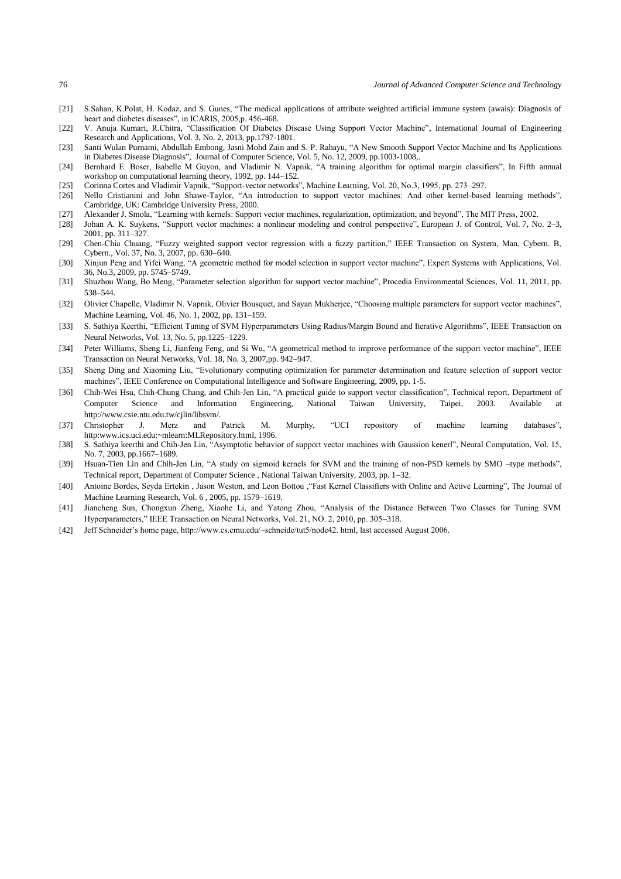[21] S.Sahan, K.Polat, H. Kodaz, and S. Gunes, "The medical applications of attribute weighted artificial immune system (awais): Diagnosis of heart and diabetes diseases", in ICARIS, 2005,p. 456-468.

[22] V. Anuja Kumari, R.Chitra, "Classification Of Diabetes Disease Using Support Vector Machine", International Journal of Engineering Research and Applications, Vol. 3, No. 2, 2013, pp.1797-1801.

[23] Santi Wulan Purnami, Abdullah Embong, Jasni Mohd Zain and S. P. Rahayu, "A New Smooth Support Vector Machine and Its Applications in Diabetes Disease Diagnosis", Journal of Computer Science, Vol. 5, No. 12, 2009, pp.1003-1008,.

[24] Bernhard E. Boser, Isabelle M Guyon, and Vladimir N. Vapnik, "A training algorithm for optimal margin classifiers", In Fifth annual workshop on computational learning theory, 1992, pp. 144–152.

[25] Corinna Cortes and Vladimir Vapnik, "Support-vector networks", Machine Learning, Vol. 20, No.3, 1995, pp. 273–297.

[26] Nello Cristianini and John Shawe-Taylor, "An introduction to support vector machines: And other kernel-based learning methods", Cambridge, UK: Cambridge University Press, 2000.

[27] Alexander J. Smola, "Learning with kernels: Support vector machines, regularization, optimization, and beyond", The MIT Press, 2002.

[28] Johan A. K. Suykens, "Support vector machines: a nonlinear modeling and control perspective", European J. of Control, Vol. 7, No. 2–3, 2001, pp. 311–327.

[29] Chen-Chia Chuang, "Fuzzy weighted support vector regression with a fuzzy partition," IEEE Transaction on System, Man, Cybern. B, Cybern., Vol. 37, No. 3, 2007, pp. 630–640.

[30] Xinjun Peng and Yifei Wang, "A geometric method for model selection in support vector machine", Expert Systems with Applications, Vol. 36, No.3, 2009, pp. 5745–5749.

[31] Shuzhou Wang, Bo Meng, "Parameter selection algorithm for support vector machine", Procedia Environmental Sciences, Vol. 11, 2011, pp. 538–544.

[32] Olivier Chapelle, Vladimir N. Vapnik, Olivier Bousquet, and Sayan Mukherjee, "Choosing multiple parameters for support vector machines", Machine Learning, Vol. 46, No. 1, 2002, pp. 131–159.

[33] S. Sathiya Keerthi, "Efficient Tuning of SVM Hyperparameters Using Radius/Margin Bound and Iterative Algorithms", IEEE Transaction on Neural Networks, Vol. 13, No. 5, pp.1225–1229.

[34] Peter Williams, Sheng Li, Jianfeng Feng, and Si Wu, "A geometrical method to improve performance of the support vector machine", IEEE Transaction on Neural Networks, Vol. 18, No. 3, 2007,pp. 942–947.

[35] Sheng Ding and Xiaoming Liu, "Evolutionary computing optimization for parameter determination and feature selection of support vector machines", IEEE Conference on Computational Intelligence and Software Engineering, 2009, pp. 1-5.

[36] Chih-Wei Hsu, Chih-Chung Chang, and Chih-Jen Lin, "A practical guide to support vector classification", Technical report, Department of Computer Science and Information Engineering, National Taiwan University, Taipei, 2003. Available at http://www.csie.ntu.edu.tw/cjlin/libsvm/.

[37] Christopher J. Merz and Patrick M. Murphy, "UCI repository of machine learning databases", http:www.ics.uci.edu:~mlearn:MLRepository.html, 1996.

[38] S. Sathiya keerthi and Chih-Jen Lin, "Asymptotic behavior of support vector machines with Gaussion kenerl", Neural Computation, Vol. 15, No. 7, 2003, pp.1667–1689.

[39] Hsuan-Tien Lin and Chih-Jen Lin, "A study on sigmoid kernels for SVM and the training of non-PSD kernels by SMO –type methods", Technical report, Department of Computer Science , National Taiwan University, 2003, pp. 1–32.

[40] Antoine Bordes, Seyda Ertekin , Jason Weston, and Leon Bottou ,"Fast Kernel Classifiers with Online and Active Learning", The Journal of Machine Learning Research, Vol. 6 , 2005, pp. 1579–1619.

[41] Jiancheng Sun, Chongxun Zheng, Xiaohe Li, and Yatong Zhou, "Analysis of the Distance Between Two Classes for Tuning SVM Hyperparameters," IEEE Transaction on Neural Networks, Vol. 21, NO. 2, 2010, pp. 305–318.

[42] Jeff Schneider's home page, http://www.cs.cmu.edu/~schneide/tut5/node42. html, last accessed August 2006.